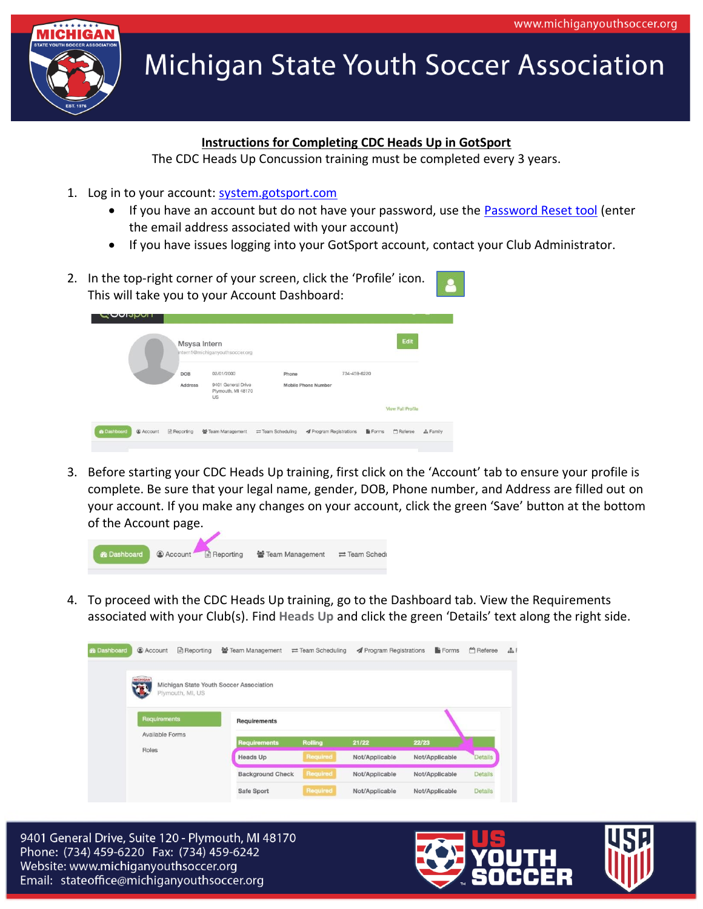# Michigan State Youth Soccer Association

www.michiganyouthsoccer.org

## Instructions for Completing CDC Heads Up in GotSport

The CDC Heads Up Concussion training must be completed every 3 years.

1. Log in to your account: system.gotsport.com
   - If you have an account but do not have your password, use the Password Reset tool (enter the email address associated with your account)
   - If you have issues logging into your GotSport account, contact your Club Administrator.

2. In the top-right corner of your screen, click the 'Profile' icon. This will take you to your Account Dashboard:

3. Before starting your CDC Heads Up training, first click on the 'Account' tab to ensure your profile is complete. Be sure that your legal name, gender, DOB, Phone number, and Address are filled out on your account. If you make any changes on your account, click the green 'Save' button at the bottom of the Account page.

4. To proceed with the CDC Heads Up training, go to the Dashboard tab. View the Requirements associated with your Club(s). Find **Heads Up** and click the green 'Details' text along the right side.

9401 General Drive, Suite 120 - Plymouth, MI 48170
Phone: (734) 459-6220 Fax: (734) 459-6242
Website: www.michiganyouthsoccer.org
Email: stateoffice@michiganyouthsoccer.org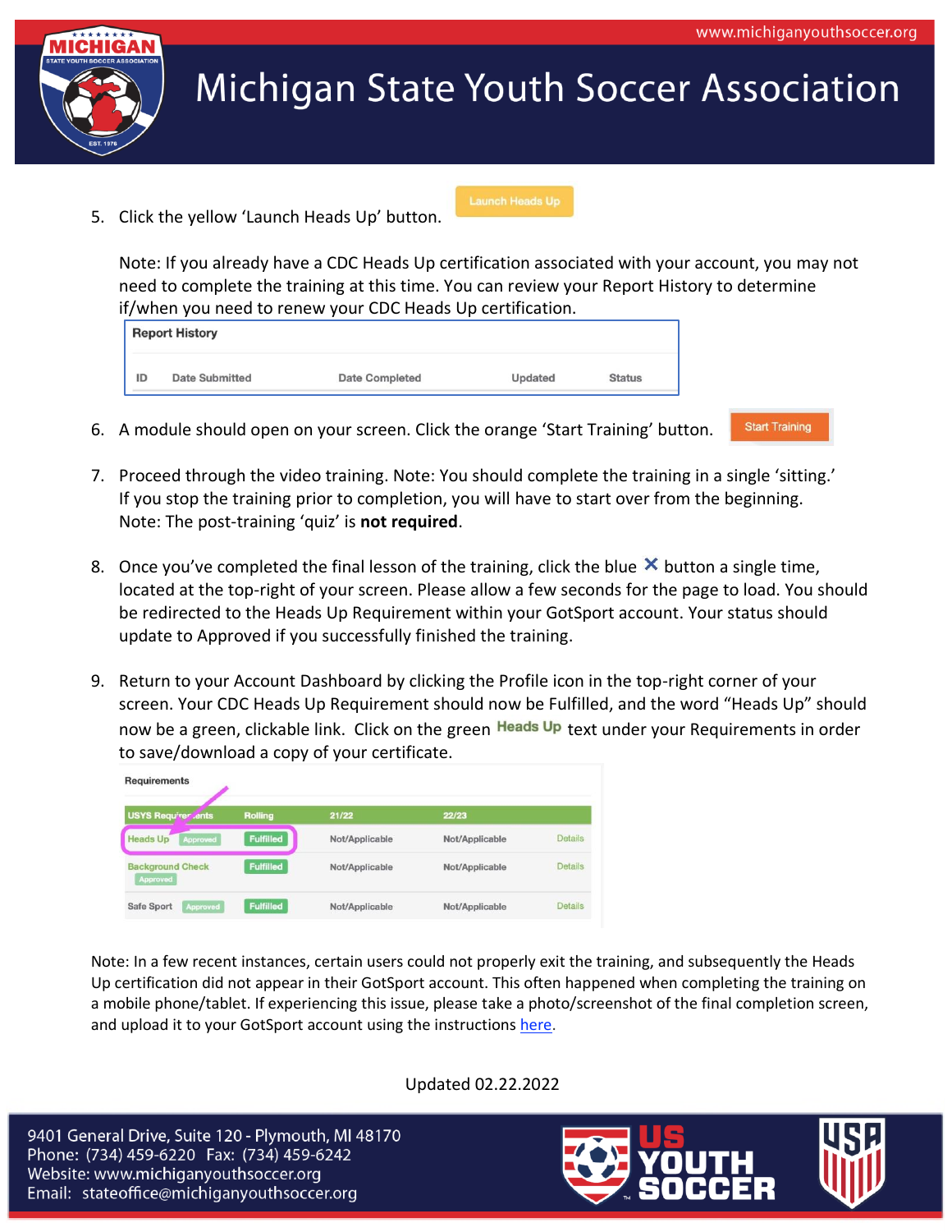5. Click the yellow 'Launch Heads Up' button. Launch Heads Up

   Note: If you already have a CDC Heads Up certification associated with your account, you may not need to complete the training at this time. You can review your Report History to determine if/when you need to renew your CDC Heads Up certification.

   **Report History**

   | ID | Date Submitted | Date Completed | Updated | Status |
   |---|---|---|---|---|

6. A module should open on your screen. Click the orange 'Start Training' button. Start Training

7. Proceed through the video training. Note: You should complete the training in a single 'sitting.' If you stop the training prior to completion, you will have to start over from the beginning. Note: The post-training 'quiz' is **not required**.

8. Once you've completed the final lesson of the training, click the blue ✕ button a single time, located at the top-right of your screen. Please allow a few seconds for the page to load. You should be redirected to the Heads Up Requirement within your GotSport account. Your status should update to Approved if you successfully finished the training.

9. Return to your Account Dashboard by clicking the Profile icon in the top-right corner of your screen. Your CDC Heads Up Requirement should now be Fulfilled, and the word "Heads Up" should now be a green, clickable link. Click on the green **Heads Up** text under your Requirements in order to save/download a copy of your certificate.

   **Requirements**

   | USYS Requirements | Rolling | 21/22 | 22/23 | |
   |---|---|---|---|---|
   | Heads Up Approved | Fulfilled | Not/Applicable | Not/Applicable | Details |
   | Background Check Approved | Fulfilled | Not/Applicable | Not/Applicable | Details |
   | Safe Sport Approved | Fulfilled | Not/Applicable | Not/Applicable | Details |

Note: In a few recent instances, certain users could not properly exit the training, and subsequently the Heads Up certification did not appear in their GotSport account. This often happened when completing the training on a mobile phone/tablet. If experiencing this issue, please take a photo/screenshot of the final completion screen, and upload it to your GotSport account using the instructions here.

Updated 02.22.2022